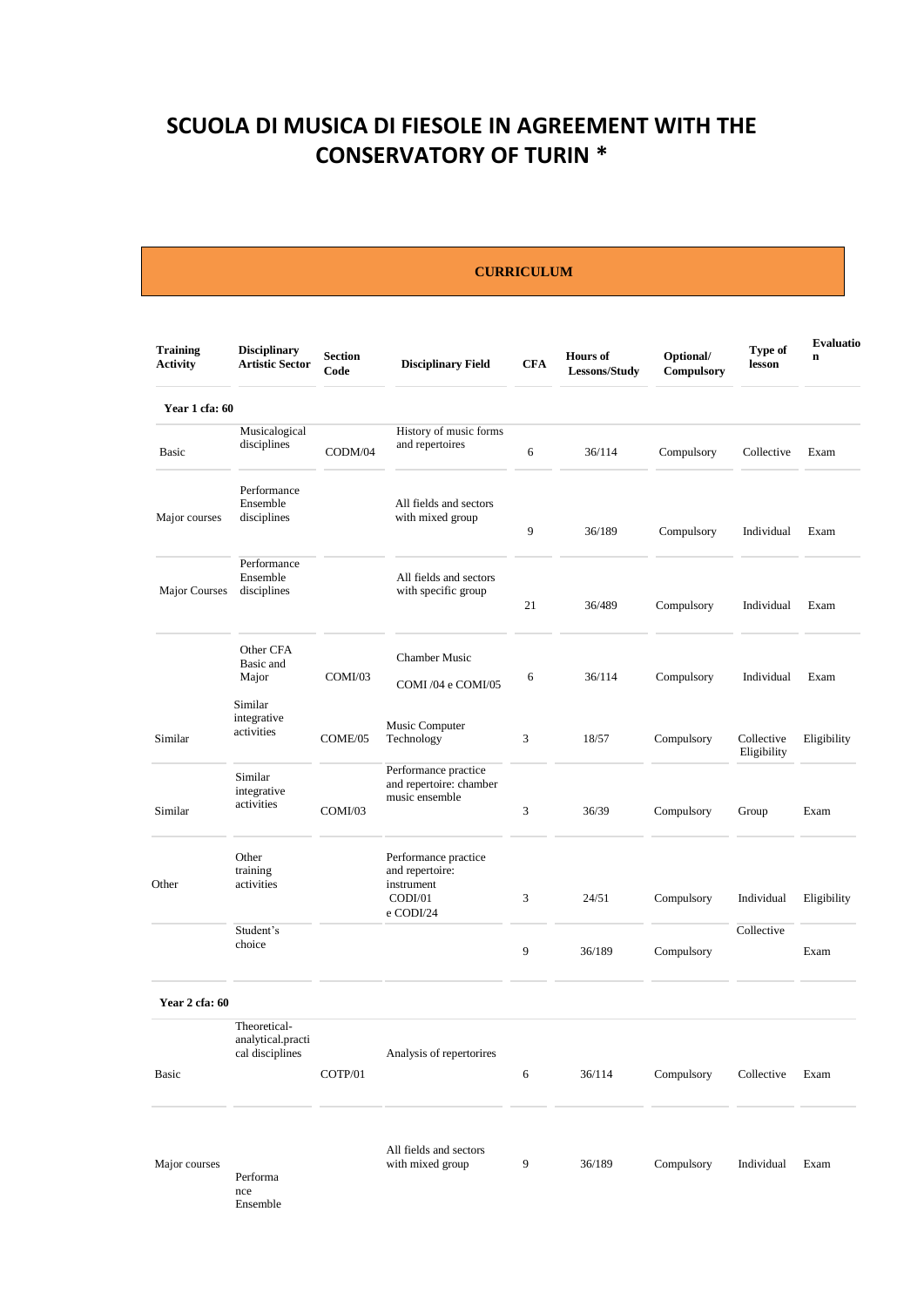# SCUOLA DI MUSICA DI FIESOLE IN AGREEMENT WITH THE CONSERVATORY OF TURIN *

**CURRICULUM**

| Training Activity | Disciplinary Artistic Sector | Section Code | Disciplinary Field | CFA | Hours of Lessons/Study | Optional/ Compulsory | Type of lesson | Evaluation |
|---|---|---|---|---|---|---|---|---|
| **Year 1 cfa: 60** | | | | | | | | |
| Basic | Musicalogical disciplines | CODM/04 | History of music forms and repertoires | 6 | 36/114 | Compulsory | Collective | Exam |
| Major courses | Performance Ensemble disciplines | | All fields and sectors with mixed group | 9 | 36/189 | Compulsory | Individual | Exam |
| Major Courses | Performance Ensemble disciplines | | All fields and sectors with specific group | 21 | 36/489 | Compulsory | Individual | Exam |
| | Other CFA Basic and Major | COMI/03 | Chamber Music COMI /04 e COMI/05 | 6 | 36/114 | Compulsory | Individual | Exam |
| Similar | Similar integrative activities | COME/05 | Music Computer Technology | 3 | 18/57 | Compulsory | Collective Eligibility | Eligibility |
| Similar | Similar integrative activities | COMI/03 | Performance practice and repertoire: chamber music ensemble | 3 | 36/39 | Compulsory | Group | Exam |
| Other | Other training activities | | Performance practice and repertoire: instrument CODI/01 e CODI/24 | 3 | 24/51 | Compulsory | Individual | Eligibility |
| | Student's choice | | | 9 | 36/189 | Compulsory | Collective | Exam |
| **Year 2 cfa: 60** | | | | | | | | |
| Basic | Theoretical-analytical.practical disciplines | COTP/01 | Analysis of repertorires | 6 | 36/114 | Compulsory | Collective | Exam |
| Major courses | Performance Ensemble | | All fields and sectors with mixed group | 9 | 36/189 | Compulsory | Individual | Exam |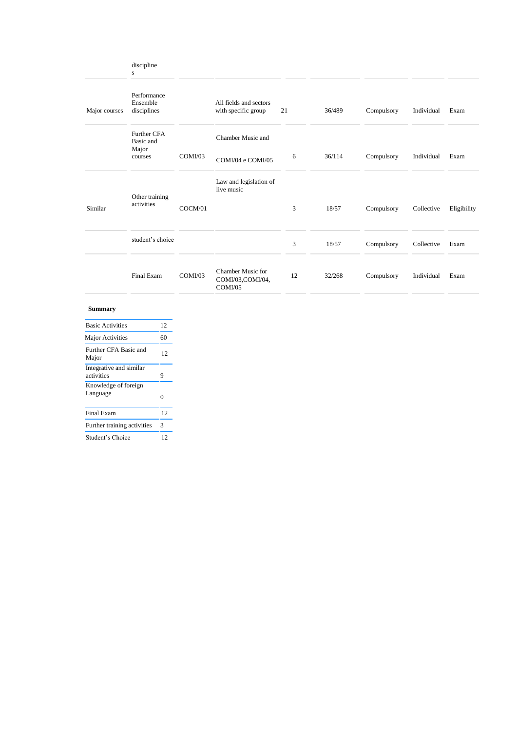| | discipline s | | | | | | | |
|---|---|---|---|---|---|---|---|---|
| Major courses | Performance Ensemble disciplines | | All fields and sectors with specific group | 21 | 36/489 | Compulsory | Individual | Exam |
| | Further CFA Basic and Major courses | COMI/03 | Chamber Music and COMI/04 e COMI/05 | 6 | 36/114 | Compulsory | Individual | Exam |
| Similar | Other training activities | COCM/01 | Law and legislation of live music | 3 | 18/57 | Compulsory | Collective | Eligibility |
| | student's choice | | | 3 | 18/57 | Compulsory | Collective | Exam |
| | Final Exam | COMI/03 | Chamber Music for COMI/03,COMI/04, COMI/05 | 12 | 32/268 | Compulsory | Individual | Exam |

**Summary**

| | |
|---|---|
| Basic Activities | 12 |
| Major Activities | 60 |
| Further CFA Basic and Major | 12 |
| Integrative and similar activities | 9 |
| Knowledge of foreign Language | 0 |
| Final Exam | 12 |
| Further training activities | 3 |
| Student's Choice | 12 |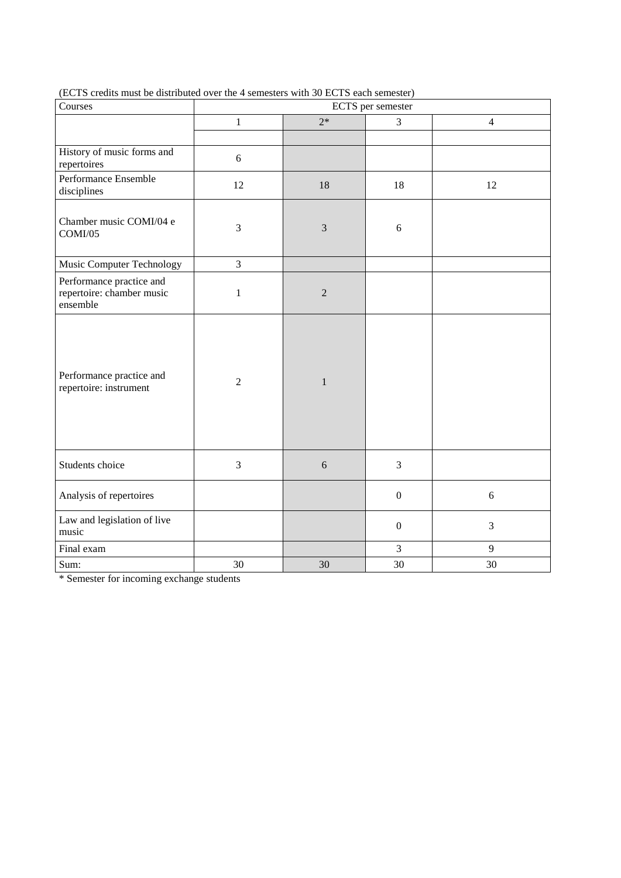(ECTS credits must be distributed over the 4 semesters with 30 ECTS each semester)

| Courses | ECTS per semester | | | |
|---|---|---|---|---|
| | 1 | 2* | 3 | 4 |
| | | | | |
| History of music forms and repertoires | 6 | | | |
| Performance Ensemble disciplines | 12 | 18 | 18 | 12 |
| Chamber music COMI/04 e COMI/05 | 3 | 3 | 6 | |
| Music Computer Technology | 3 | | | |
| Performance practice and repertoire: chamber music ensemble | 1 | 2 | | |
| Performance practice and repertoire: instrument | 2 | 1 | | |
| Students choice | 3 | 6 | 3 | |
| Analysis of repertoires | | | 0 | 6 |
| Law and legislation of live music | | | 0 | 3 |
| Final exam | | | 3 | 9 |
| Sum: | 30 | 30 | 30 | 30 |

* Semester for incoming exchange students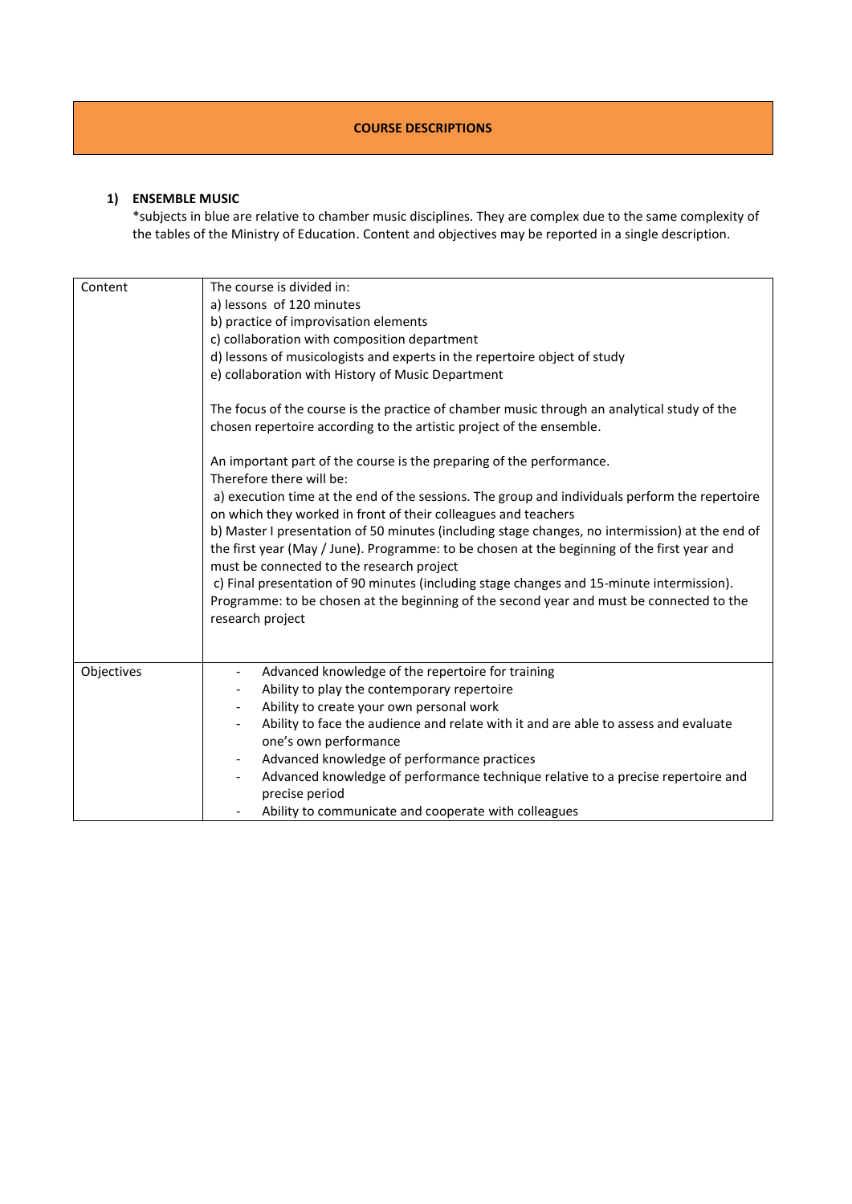# COURSE DESCRIPTIONS

## 1) ENSEMBLE MUSIC

*subjects in blue are relative to chamber music disciplines. They are complex due to the same complexity of the tables of the Ministry of Education. Content and objectives may be reported in a single description.

| Content | The course is divided in:<br>a) lessons of 120 minutes<br>b) practice of improvisation elements<br>c) collaboration with composition department<br>d) lessons of musicologists and experts in the repertoire object of study<br>e) collaboration with History of Music Department<br><br>The focus of the course is the practice of chamber music through an analytical study of the chosen repertoire according to the artistic project of the ensemble.<br><br>An important part of the course is the preparing of the performance.<br>Therefore there will be:<br>a) execution time at the end of the sessions. The group and individuals perform the repertoire on which they worked in front of their colleagues and teachers<br>b) Master I presentation of 50 minutes (including stage changes, no intermission) at the end of the first year (May / June). Programme: to be chosen at the beginning of the first year and must be connected to the research project<br>c) Final presentation of 90 minutes (including stage changes and 15-minute intermission). Programme: to be chosen at the beginning of the second year and must be connected to the research project |
|---|---|
| Objectives | - Advanced knowledge of the repertoire for training<br>- Ability to play the contemporary repertoire<br>- Ability to create your own personal work<br>- Ability to face the audience and relate with it and are able to assess and evaluate one's own performance<br>- Advanced knowledge of performance practices<br>- Advanced knowledge of performance technique relative to a precise repertoire and precise period<br>- Ability to communicate and cooperate with colleagues |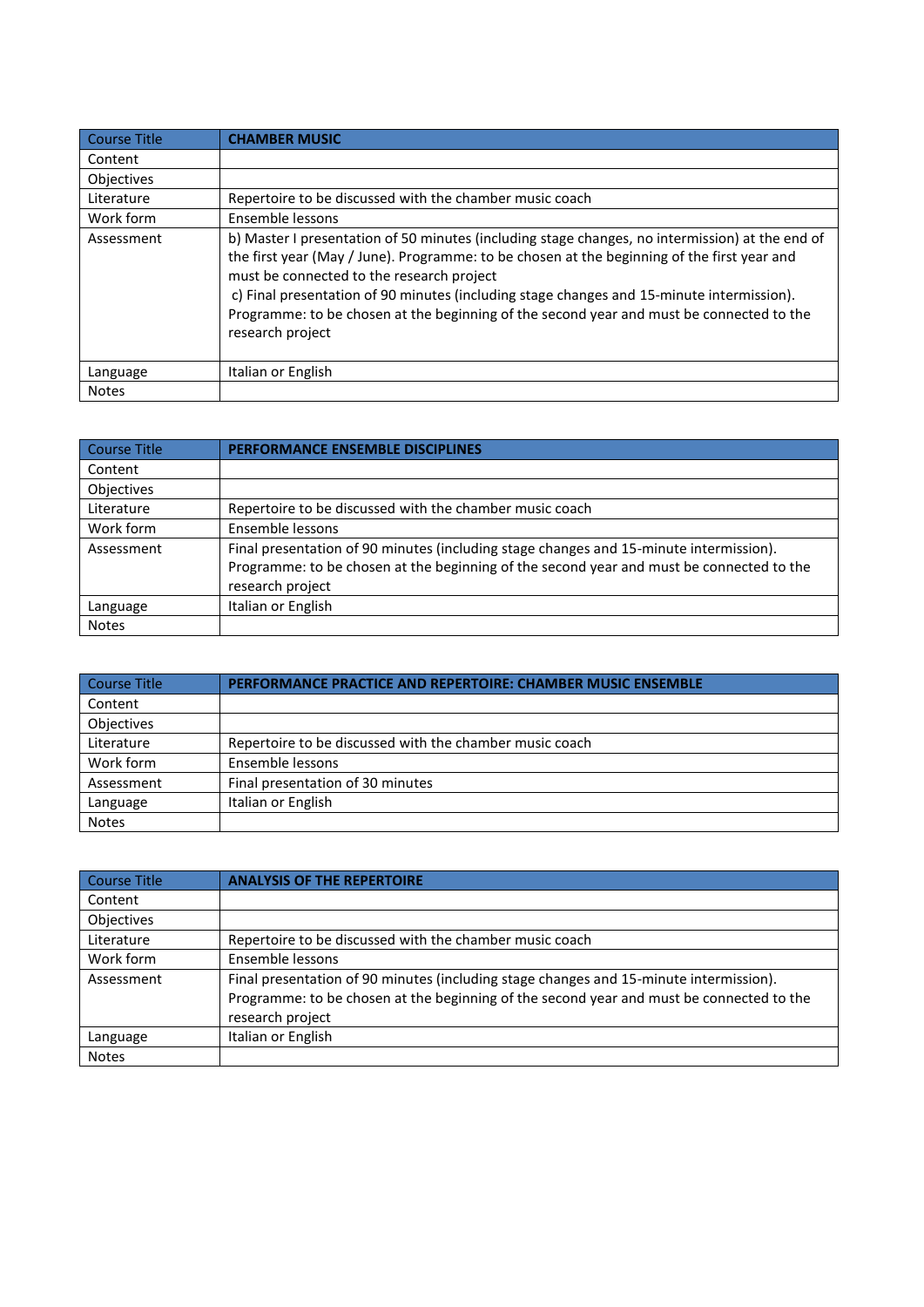| Course Title | CHAMBER MUSIC |
|---|---|
| Content | |
| Objectives | |
| Literature | Repertoire to be discussed with the chamber music coach |
| Work form | Ensemble lessons |
| Assessment | b) Master I presentation of 50 minutes (including stage changes, no intermission) at the end of the first year (May / June). Programme: to be chosen at the beginning of the first year and must be connected to the research project<br>c) Final presentation of 90 minutes (including stage changes and 15-minute intermission). Programme: to be chosen at the beginning of the second year and must be connected to the research project |
| Language | Italian or English |
| Notes | |

| Course Title | PERFORMANCE ENSEMBLE DISCIPLINES |
|---|---|
| Content | |
| Objectives | |
| Literature | Repertoire to be discussed with the chamber music coach |
| Work form | Ensemble lessons |
| Assessment | Final presentation of 90 minutes (including stage changes and 15-minute intermission). Programme: to be chosen at the beginning of the second year and must be connected to the research project |
| Language | Italian or English |
| Notes | |

| Course Title | PERFORMANCE PRACTICE AND REPERTOIRE: CHAMBER MUSIC ENSEMBLE |
|---|---|
| Content | |
| Objectives | |
| Literature | Repertoire to be discussed with the chamber music coach |
| Work form | Ensemble lessons |
| Assessment | Final presentation of 30 minutes |
| Language | Italian or English |
| Notes | |

| Course Title | ANALYSIS OF THE REPERTOIRE |
|---|---|
| Content | |
| Objectives | |
| Literature | Repertoire to be discussed with the chamber music coach |
| Work form | Ensemble lessons |
| Assessment | Final presentation of 90 minutes (including stage changes and 15-minute intermission). Programme: to be chosen at the beginning of the second year and must be connected to the research project |
| Language | Italian or English |
| Notes | |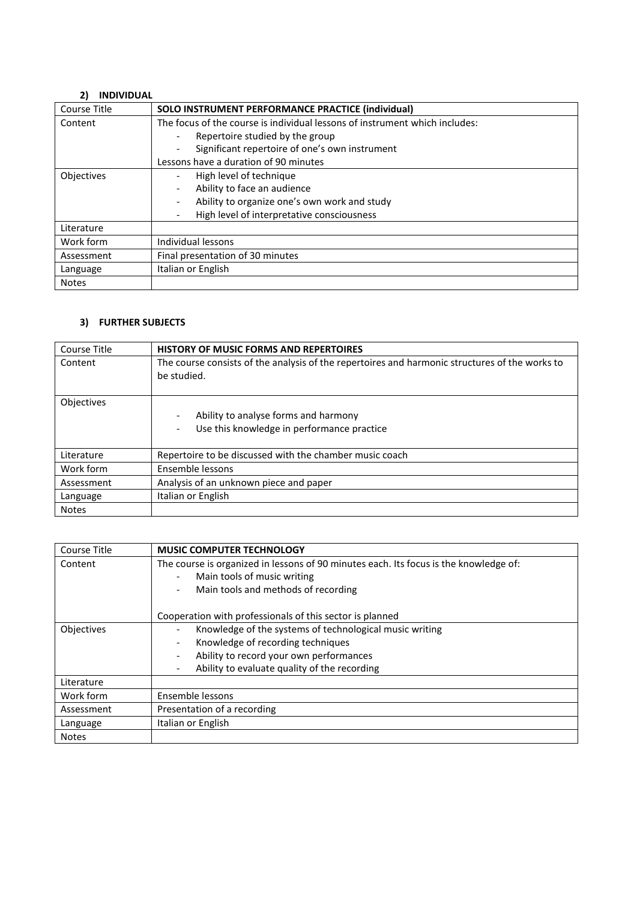## 2) INDIVIDUAL

| Course Title | **SOLO INSTRUMENT PERFORMANCE PRACTICE (individual)** |
|---|---|
| Content | The focus of the course is individual lessons of instrument which includes:<br>- Repertoire studied by the group<br>- Significant repertoire of one's own instrument<br>Lessons have a duration of 90 minutes |
| Objectives | - High level of technique<br>- Ability to face an audience<br>- Ability to organize one's own work and study<br>- High level of interpretative consciousness |
| Literature | |
| Work form | Individual lessons |
| Assessment | Final presentation of 30 minutes |
| Language | Italian or English |
| Notes | |

## 3) FURTHER SUBJECTS

| Course Title | **HISTORY OF MUSIC FORMS AND REPERTOIRES** |
|---|---|
| Content | The course consists of the analysis of the repertoires and harmonic structures of the works to be studied. |
| Objectives | - Ability to analyse forms and harmony<br>- Use this knowledge in performance practice |
| Literature | Repertoire to be discussed with the chamber music coach |
| Work form | Ensemble lessons |
| Assessment | Analysis of an unknown piece and paper |
| Language | Italian or English |
| Notes | |

| Course Title | **MUSIC COMPUTER TECHNOLOGY** |
|---|---|
| Content | The course is organized in lessons of 90 minutes each. Its focus is the knowledge of:<br>- Main tools of music writing<br>- Main tools and methods of recording<br><br>Cooperation with professionals of this sector is planned |
| Objectives | - Knowledge of the systems of technological music writing<br>- Knowledge of recording techniques<br>- Ability to record your own performances<br>- Ability to evaluate quality of the recording |
| Literature | |
| Work form | Ensemble lessons |
| Assessment | Presentation of a recording |
| Language | Italian or English |
| Notes | |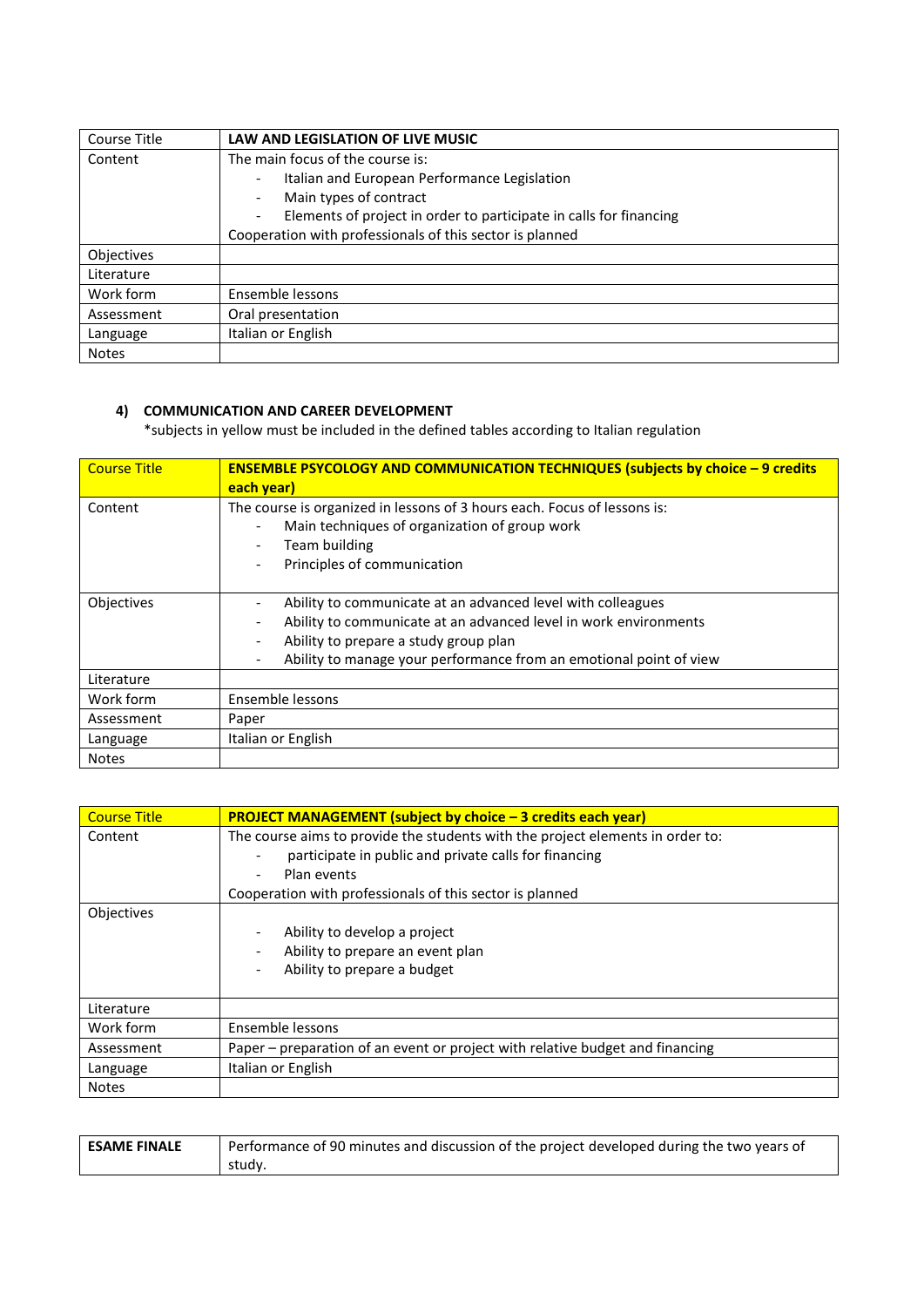| | |
|---|---|
| Course Title | **LAW AND LEGISLATION OF LIVE MUSIC** |
| Content | The main focus of the course is:<br>- Italian and European Performance Legislation<br>- Main types of contract<br>- Elements of project in order to participate in calls for financing<br>Cooperation with professionals of this sector is planned |
| Objectives | |
| Literature | |
| Work form | Ensemble lessons |
| Assessment | Oral presentation |
| Language | Italian or English |
| Notes | |

### 4) COMMUNICATION AND CAREER DEVELOPMENT

*subjects in yellow must be included in the defined tables according to Italian regulation

| | |
|---|---|
| Course Title | **ENSEMBLE PSYCOLOGY AND COMMUNICATION TECHNIQUES (subjects by choice – 9 credits each year)** |
| Content | The course is organized in lessons of 3 hours each. Focus of lessons is:<br>- Main techniques of organization of group work<br>- Team building<br>- Principles of communication |
| Objectives | - Ability to communicate at an advanced level with colleagues<br>- Ability to communicate at an advanced level in work environments<br>- Ability to prepare a study group plan<br>- Ability to manage your performance from an emotional point of view |
| Literature | |
| Work form | Ensemble lessons |
| Assessment | Paper |
| Language | Italian or English |
| Notes | |

| | |
|---|---|
| Course Title | **PROJECT MANAGEMENT (subject by choice – 3 credits each year)** |
| Content | The course aims to provide the students with the project elements in order to:<br>- participate in public and private calls for financing<br>- Plan events<br>Cooperation with professionals of this sector is planned |
| Objectives | - Ability to develop a project<br>- Ability to prepare an event plan<br>- Ability to prepare a budget |
| Literature | |
| Work form | Ensemble lessons |
| Assessment | Paper – preparation of an event or project with relative budget and financing |
| Language | Italian or English |
| Notes | |

| | |
|---|---|
| **ESAME FINALE** | Performance of 90 minutes and discussion of the project developed during the two years of study. |